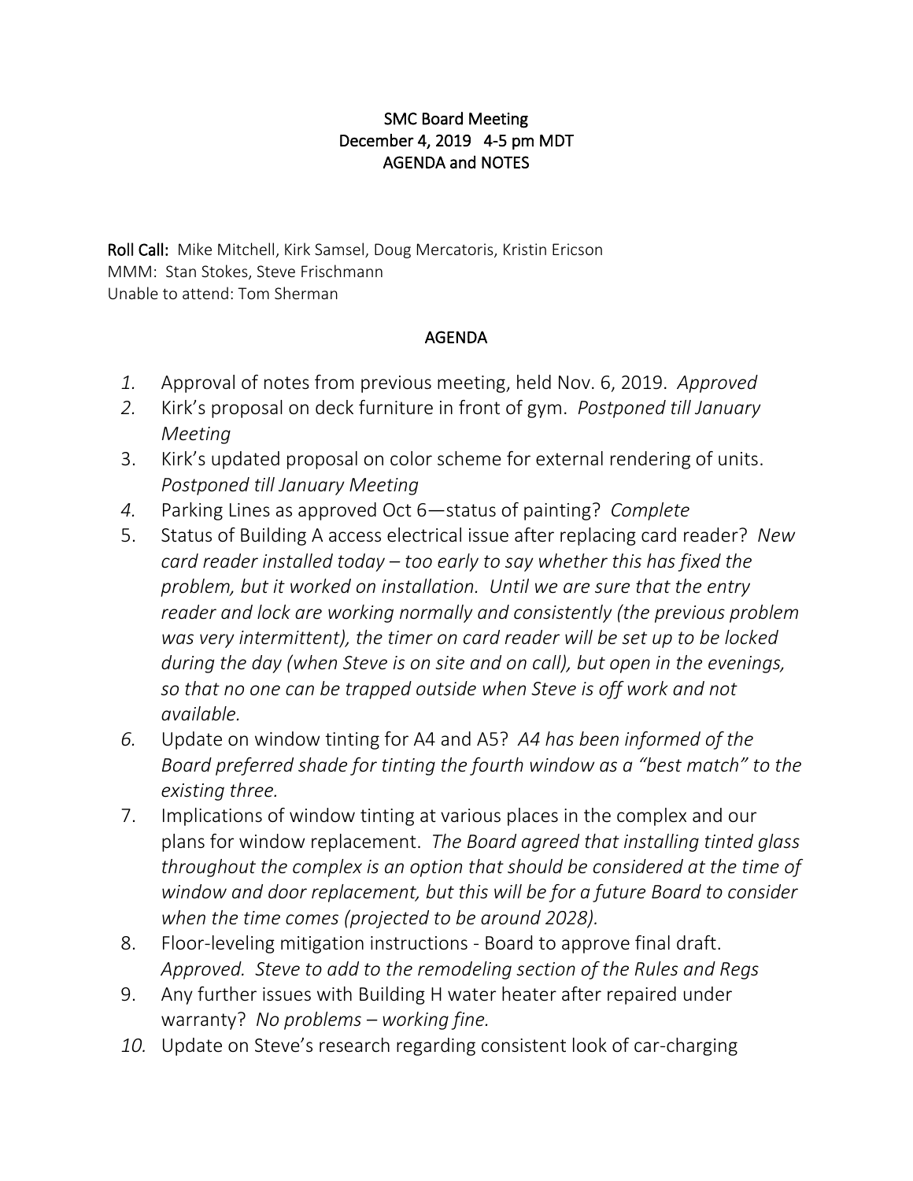**SMC Board Meeting**
**December 4, 2019 4-5 pm MDT**
**AGENDA and NOTES**

**Roll Call:** Mike Mitchell, Kirk Samsel, Doug Mercatoris, Kristin Ericson
MMM: Stan Stokes, Steve Frischmann
Unable to attend: Tom Sherman

## AGENDA

1. Approval of notes from previous meeting, held Nov. 6, 2019. *Approved*
2. Kirk's proposal on deck furniture in front of gym. *Postponed till January Meeting*
3. Kirk's updated proposal on color scheme for external rendering of units. *Postponed till January Meeting*
4. Parking Lines as approved Oct 6—status of painting? *Complete*
5. Status of Building A access electrical issue after replacing card reader? *New card reader installed today – too early to say whether this has fixed the problem, but it worked on installation. Until we are sure that the entry reader and lock are working normally and consistently (the previous problem was very intermittent), the timer on card reader will be set up to be locked during the day (when Steve is on site and on call), but open in the evenings, so that no one can be trapped outside when Steve is off work and not available.*
6. Update on window tinting for A4 and A5? *A4 has been informed of the Board preferred shade for tinting the fourth window as a "best match" to the existing three.*
7. Implications of window tinting at various places in the complex and our plans for window replacement. *The Board agreed that installing tinted glass throughout the complex is an option that should be considered at the time of window and door replacement, but this will be for a future Board to consider when the time comes (projected to be around 2028).*
8. Floor-leveling mitigation instructions - Board to approve final draft. *Approved. Steve to add to the remodeling section of the Rules and Regs*
9. Any further issues with Building H water heater after repaired under warranty? *No problems – working fine.*
10. Update on Steve's research regarding consistent look of car-charging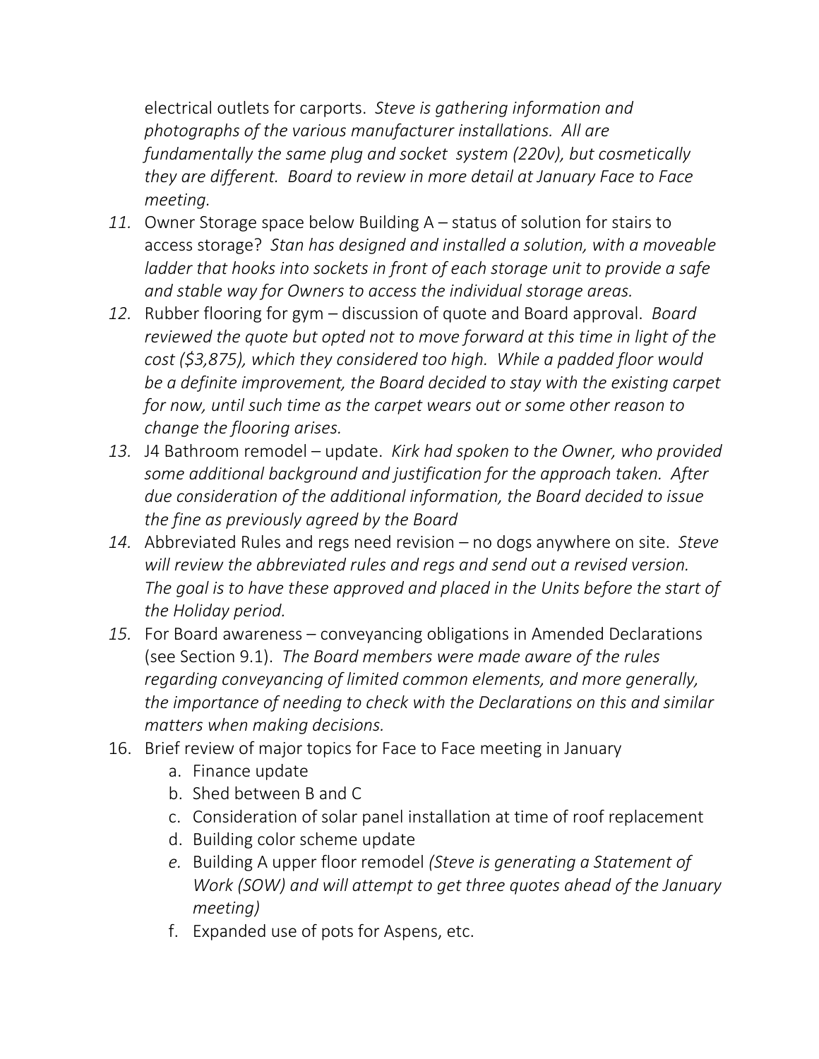electrical outlets for carports. *Steve is gathering information and photographs of the various manufacturer installations. All are fundamentally the same plug and socket system (220v), but cosmetically they are different. Board to review in more detail at January Face to Face meeting.*

11. Owner Storage space below Building A – status of solution for stairs to access storage? *Stan has designed and installed a solution, with a moveable ladder that hooks into sockets in front of each storage unit to provide a safe and stable way for Owners to access the individual storage areas.*
12. Rubber flooring for gym – discussion of quote and Board approval. *Board reviewed the quote but opted not to move forward at this time in light of the cost ($3,875), which they considered too high. While a padded floor would be a definite improvement, the Board decided to stay with the existing carpet for now, until such time as the carpet wears out or some other reason to change the flooring arises.*
13. J4 Bathroom remodel – update. *Kirk had spoken to the Owner, who provided some additional background and justification for the approach taken. After due consideration of the additional information, the Board decided to issue the fine as previously agreed by the Board*
14. Abbreviated Rules and regs need revision – no dogs anywhere on site. *Steve will review the abbreviated rules and regs and send out a revised version. The goal is to have these approved and placed in the Units before the start of the Holiday period.*
15. For Board awareness – conveyancing obligations in Amended Declarations (see Section 9.1). *The Board members were made aware of the rules regarding conveyancing of limited common elements, and more generally, the importance of needing to check with the Declarations on this and similar matters when making decisions.*
16. Brief review of major topics for Face to Face meeting in January
    a. Finance update
    b. Shed between B and C
    c. Consideration of solar panel installation at time of roof replacement
    d. Building color scheme update
    e. Building A upper floor remodel *(Steve is generating a Statement of Work (SOW) and will attempt to get three quotes ahead of the January meeting)*
    f. Expanded use of pots for Aspens, etc.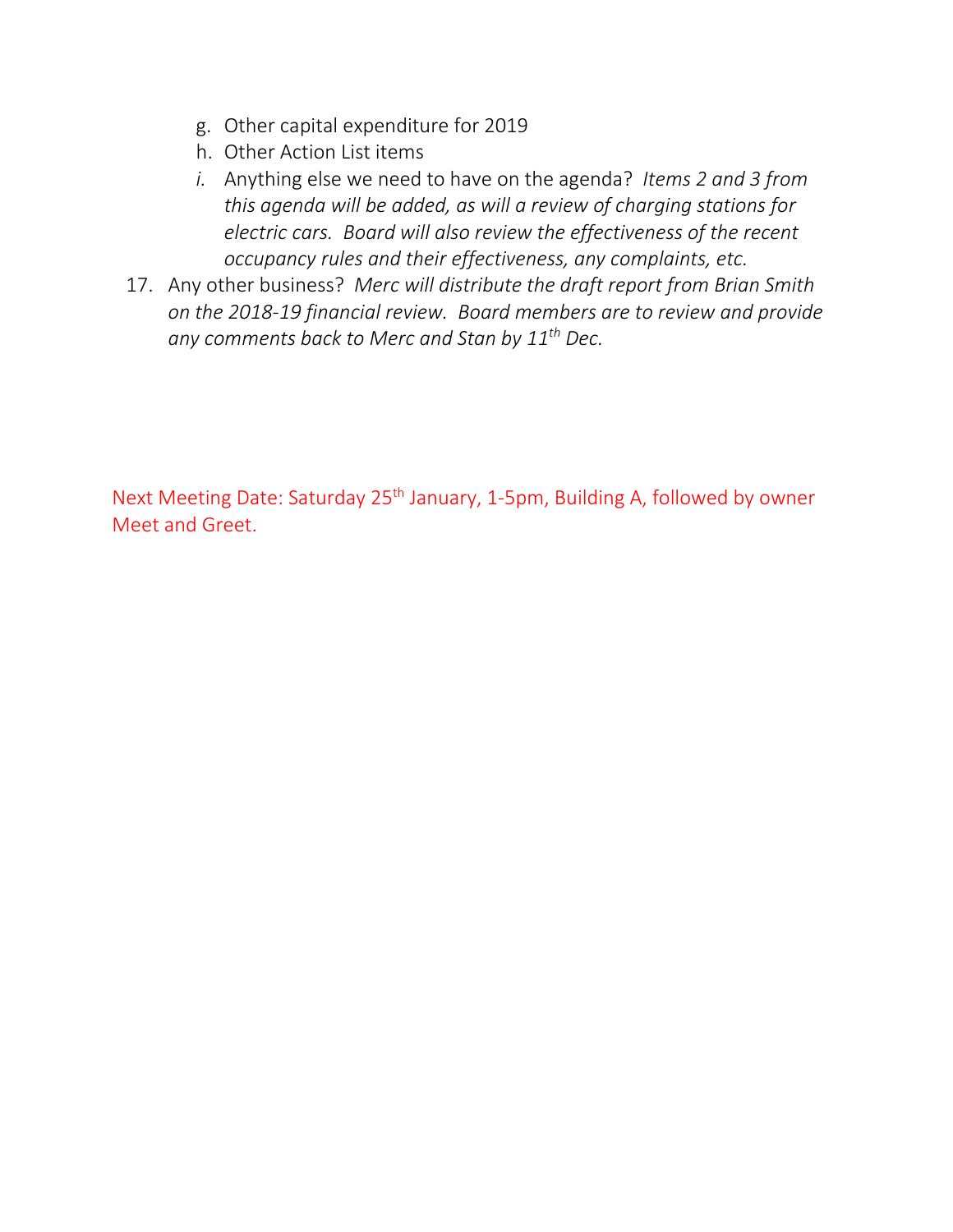g. Other capital expenditure for 2019
   h. Other Action List items
   *i.* Anything else we need to have on the agenda? *Items 2 and 3 from this agenda will be added, as will a review of charging stations for electric cars. Board will also review the effectiveness of the recent occupancy rules and their effectiveness, any complaints, etc.*

17. Any other business? *Merc will distribute the draft report from Brian Smith on the 2018-19 financial review. Board members are to review and provide any comments back to Merc and Stan by 11th Dec.*

Next Meeting Date: Saturday 25th January, 1-5pm, Building A, followed by owner Meet and Greet.